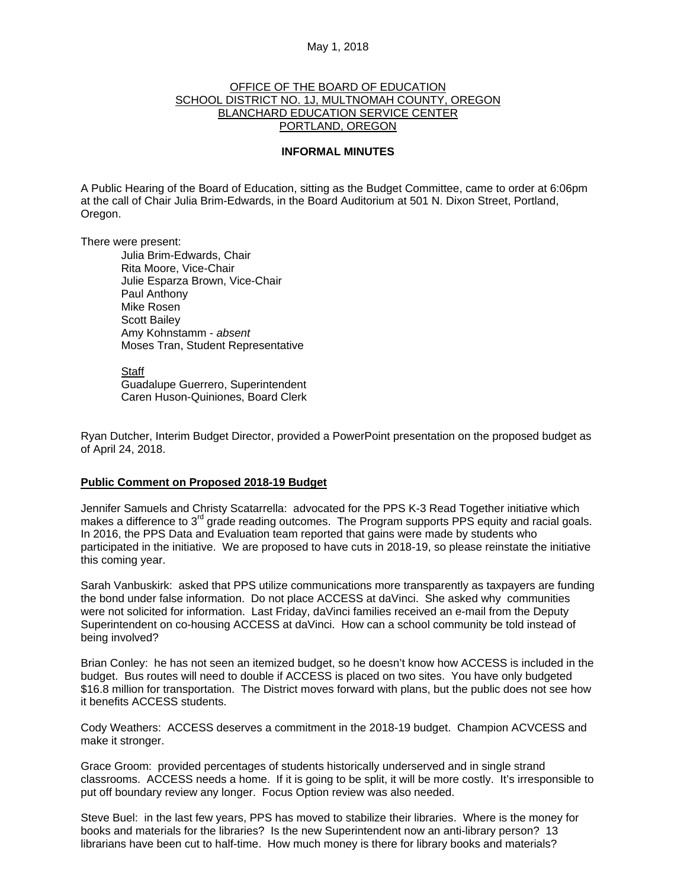May 1, 2018

OFFICE OF THE BOARD OF EDUCATION
SCHOOL DISTRICT NO. 1J, MULTNOMAH COUNTY, OREGON
BLANCHARD EDUCATION SERVICE CENTER
PORTLAND, OREGON

**INFORMAL MINUTES**

A Public Hearing of the Board of Education, sitting as the Budget Committee, came to order at 6:06pm at the call of Chair Julia Brim-Edwards, in the Board Auditorium at 501 N. Dixon Street, Portland, Oregon.

There were present:

Julia Brim-Edwards, Chair
Rita Moore, Vice-Chair
Julie Esparza Brown, Vice-Chair
Paul Anthony
Mike Rosen
Scott Bailey
Amy Kohnstamm - *absent*
Moses Tran, Student Representative

Staff
Guadalupe Guerrero, Superintendent
Caren Huson-Quiniones, Board Clerk

Ryan Dutcher, Interim Budget Director, provided a PowerPoint presentation on the proposed budget as of April 24, 2018.

**Public Comment on Proposed 2018-19 Budget**

Jennifer Samuels and Christy Scatarrella: advocated for the PPS K-3 Read Together initiative which makes a difference to 3rd grade reading outcomes. The Program supports PPS equity and racial goals. In 2016, the PPS Data and Evaluation team reported that gains were made by students who participated in the initiative. We are proposed to have cuts in 2018-19, so please reinstate the initiative this coming year.

Sarah Vanbuskirk: asked that PPS utilize communications more transparently as taxpayers are funding the bond under false information. Do not place ACCESS at daVinci. She asked why communities were not solicited for information. Last Friday, daVinci families received an e-mail from the Deputy Superintendent on co-housing ACCESS at daVinci. How can a school community be told instead of being involved?

Brian Conley: he has not seen an itemized budget, so he doesn't know how ACCESS is included in the budget. Bus routes will need to double if ACCESS is placed on two sites. You have only budgeted $16.8 million for transportation. The District moves forward with plans, but the public does not see how it benefits ACCESS students.

Cody Weathers: ACCESS deserves a commitment in the 2018-19 budget. Champion ACVCESS and make it stronger.

Grace Groom: provided percentages of students historically underserved and in single strand classrooms. ACCESS needs a home. If it is going to be split, it will be more costly. It's irresponsible to put off boundary review any longer. Focus Option review was also needed.

Steve Buel: in the last few years, PPS has moved to stabilize their libraries. Where is the money for books and materials for the libraries? Is the new Superintendent now an anti-library person? 13 librarians have been cut to half-time. How much money is there for library books and materials?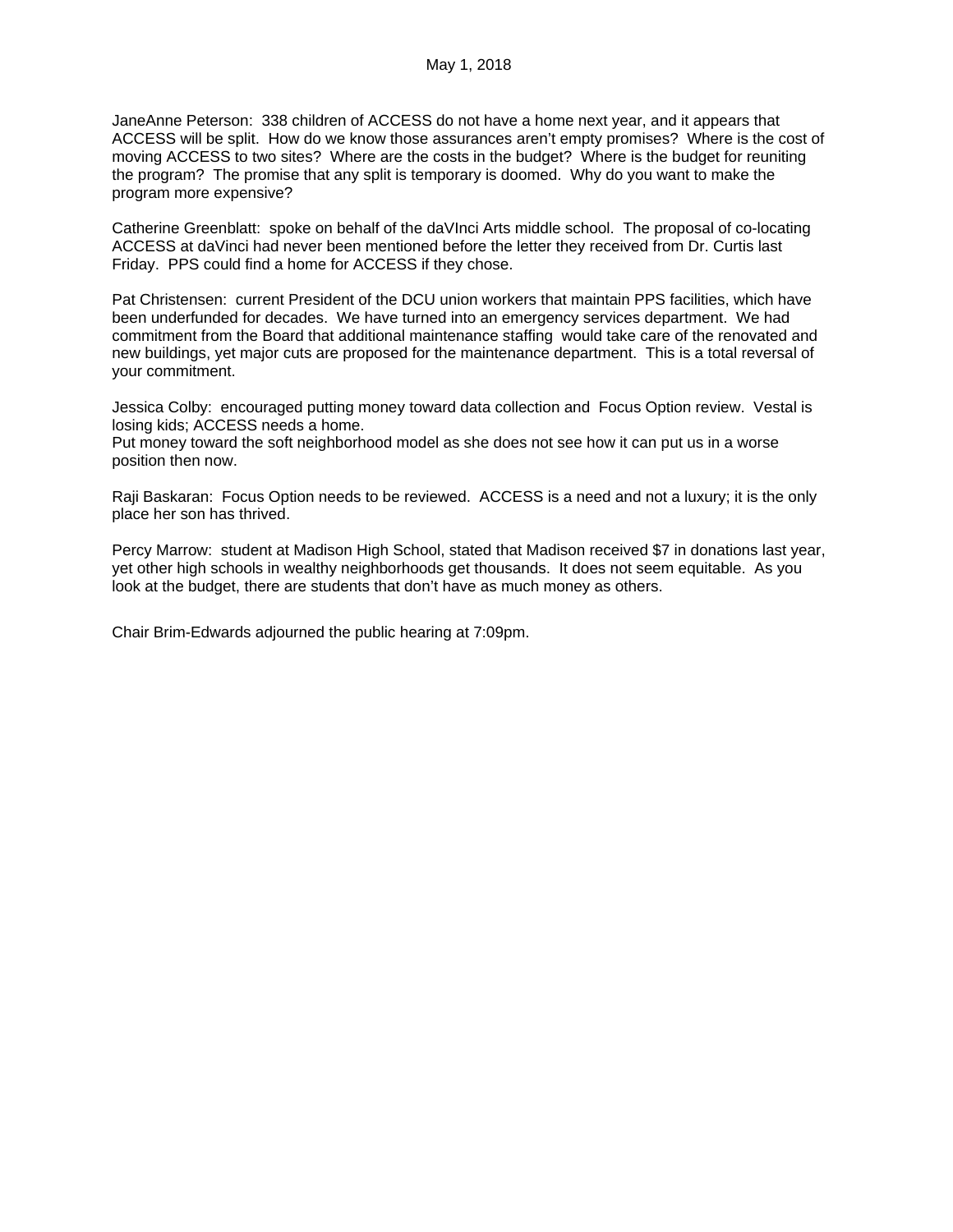JaneAnne Peterson: 338 children of ACCESS do not have a home next year, and it appears that ACCESS will be split. How do we know those assurances aren't empty promises? Where is the cost of moving ACCESS to two sites? Where are the costs in the budget? Where is the budget for reuniting the program? The promise that any split is temporary is doomed. Why do you want to make the program more expensive?

Catherine Greenblatt: spoke on behalf of the daVInci Arts middle school. The proposal of co-locating ACCESS at daVinci had never been mentioned before the letter they received from Dr. Curtis last Friday. PPS could find a home for ACCESS if they chose.

Pat Christensen: current President of the DCU union workers that maintain PPS facilities, which have been underfunded for decades. We have turned into an emergency services department. We had commitment from the Board that additional maintenance staffing would take care of the renovated and new buildings, yet major cuts are proposed for the maintenance department. This is a total reversal of your commitment.

Jessica Colby: encouraged putting money toward data collection and Focus Option review. Vestal is losing kids; ACCESS needs a home.
Put money toward the soft neighborhood model as she does not see how it can put us in a worse position then now.

Raji Baskaran: Focus Option needs to be reviewed. ACCESS is a need and not a luxury; it is the only place her son has thrived.

Percy Marrow: student at Madison High School, stated that Madison received $7 in donations last year, yet other high schools in wealthy neighborhoods get thousands. It does not seem equitable. As you look at the budget, there are students that don't have as much money as others.

Chair Brim-Edwards adjourned the public hearing at 7:09pm.